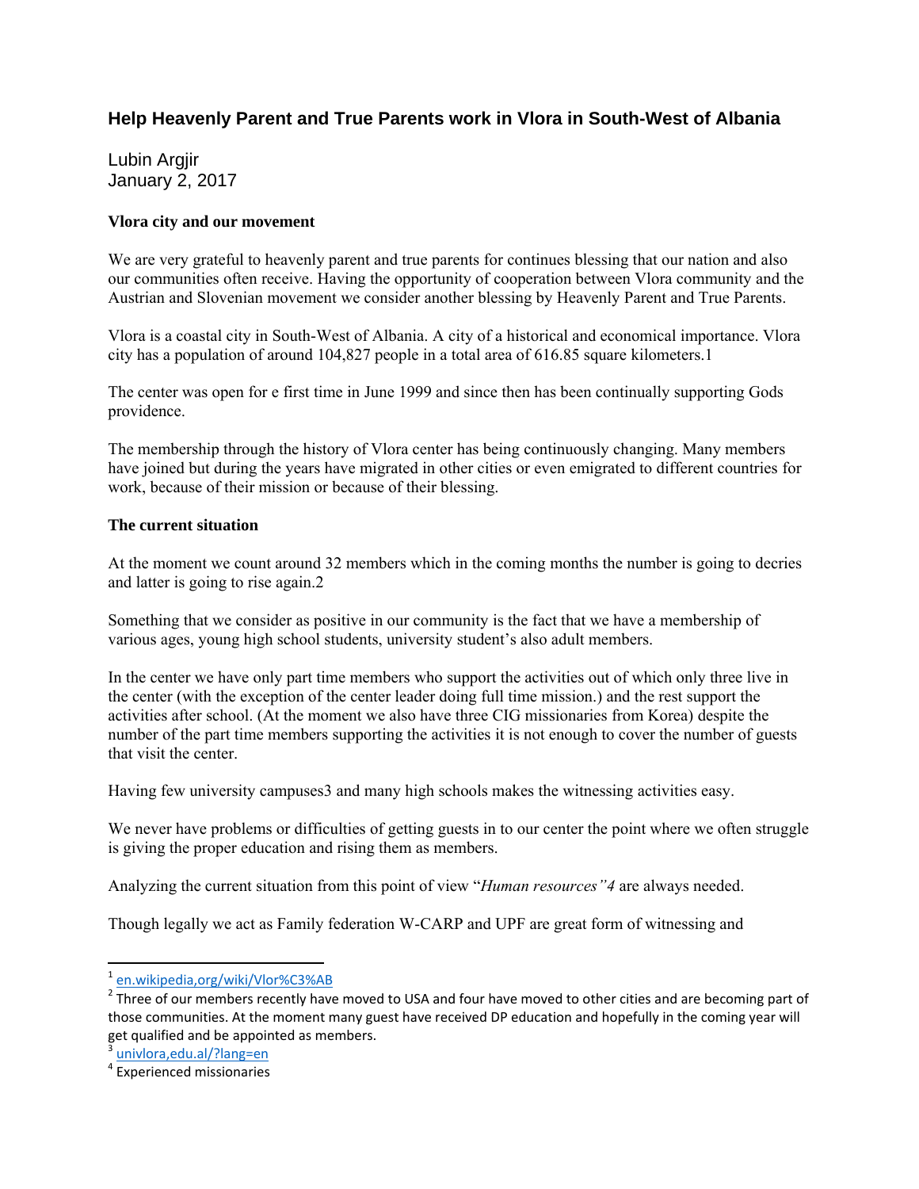# Help Heavenly Parent and True Parents work in Vlora in South-West of Albania

Lubin Argjir
January 2, 2017

### Vlora city and our movement

We are very grateful to heavenly parent and true parents for continues blessing that our nation and also our communities often receive. Having the opportunity of cooperation between Vlora community and the Austrian and Slovenian movement we consider another blessing by Heavenly Parent and True Parents.

Vlora is a coastal city in South-West of Albania. A city of a historical and economical importance. Vlora city has a population of around 104,827 people in a total area of 616.85 square kilometers.[1]

The center was open for e first time in June 1999 and since then has been continually supporting Gods providence.

The membership through the history of Vlora center has being continuously changing. Many members have joined but during the years have migrated in other cities or even emigrated to different countries for work, because of their mission or because of their blessing.

### The current situation

At the moment we count around 32 members which in the coming months the number is going to decries and latter is going to rise again.[2]

Something that we consider as positive in our community is the fact that we have a membership of various ages, young high school students, university student's also adult members.

In the center we have only part time members who support the activities out of which only three live in the center (with the exception of the center leader doing full time mission.) and the rest support the activities after school. (At the moment we also have three CIG missionaries from Korea) despite the number of the part time members supporting the activities it is not enough to cover the number of guests that visit the center.

Having few university campuses[3] and many high schools makes the witnessing activities easy.

We never have problems or difficulties of getting guests in to our center the point where we often struggle is giving the proper education and rising them as members.

Analyzing the current situation from this point of view "*Human resources"*[4] are always needed.

Though legally we act as Family federation W-CARP and UPF are great form of witnessing and

---

[1] en.wikipedia,org/wiki/Vlor%C3%AB

[2] Three of our members recently have moved to USA and four have moved to other cities and are becoming part of those communities. At the moment many guest have received DP education and hopefully in the coming year will get qualified and be appointed as members.

[3] univlora,edu.al/?lang=en

[4] Experienced missionaries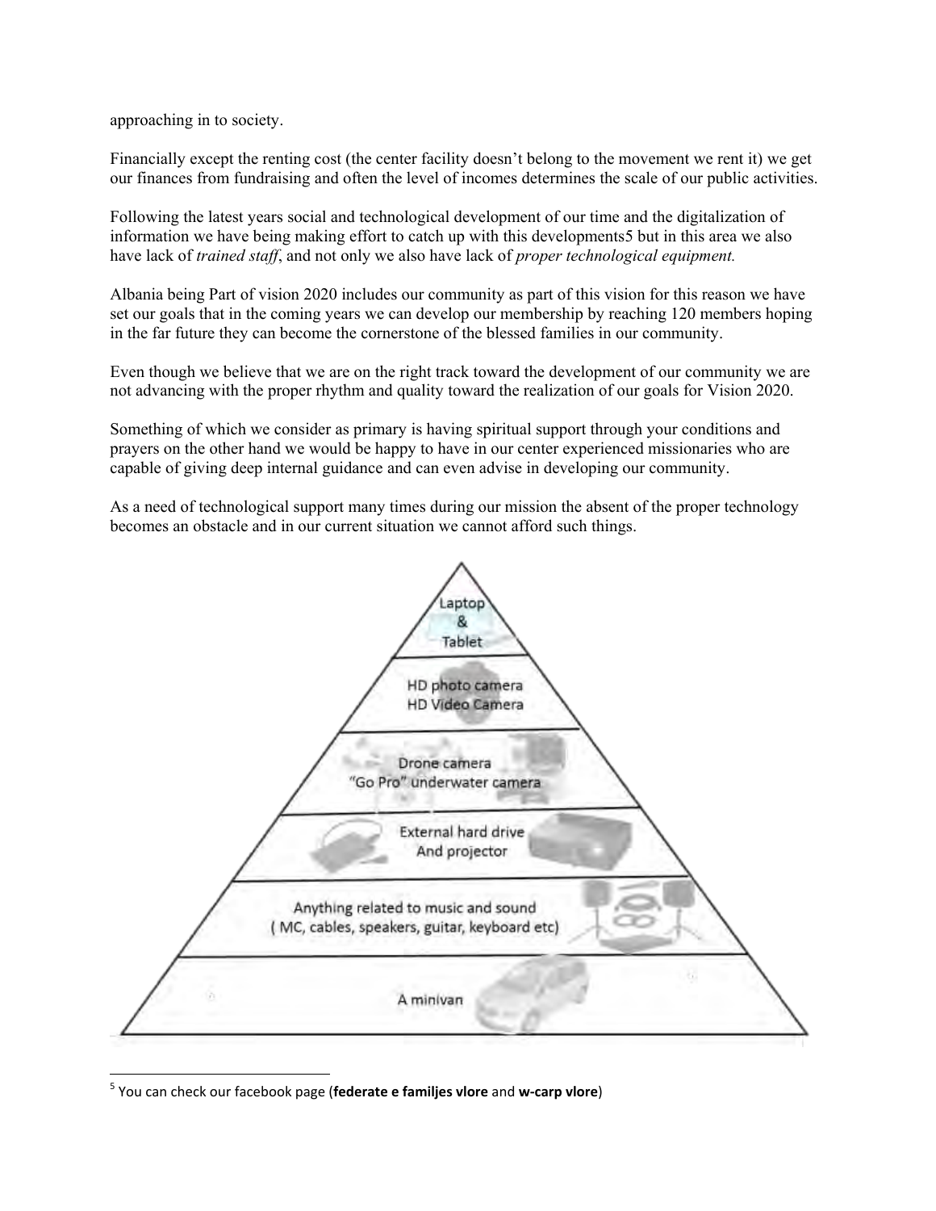approaching in to society.

Financially except the renting cost (the center facility doesn't belong to the movement we rent it) we get our finances from fundraising and often the level of incomes determines the scale of our public activities.

Following the latest years social and technological development of our time and the digitalization of information we have being making effort to catch up with this developments5 but in this area we also have lack of *trained staff*, and not only we also have lack of *proper technological equipment.*

Albania being Part of vision 2020 includes our community as part of this vision for this reason we have set our goals that in the coming years we can develop our membership by reaching 120 members hoping in the far future they can become the cornerstone of the blessed families in our community.

Even though we believe that we are on the right track toward the development of our community we are not advancing with the proper rhythm and quality toward the realization of our goals for Vision 2020.

Something of which we consider as primary is having spiritual support through your conditions and prayers on the other hand we would be happy to have in our center experienced missionaries who are capable of giving deep internal guidance and can even advise in developing our community.

As a need of technological support many times during our mission the absent of the proper technology becomes an obstacle and in our current situation we cannot afford such things.

Laptop & Tablet

HD photo camera
HD Video Camera

Drone camera
"Go Pro" underwater camera

External hard drive
And projector

Anything related to music and sound
( MC, cables, speakers, guitar, keyboard etc)

A minivan

---

[5] You can check our facebook page (**federate e familjes vlore** and **w-carp vlore**)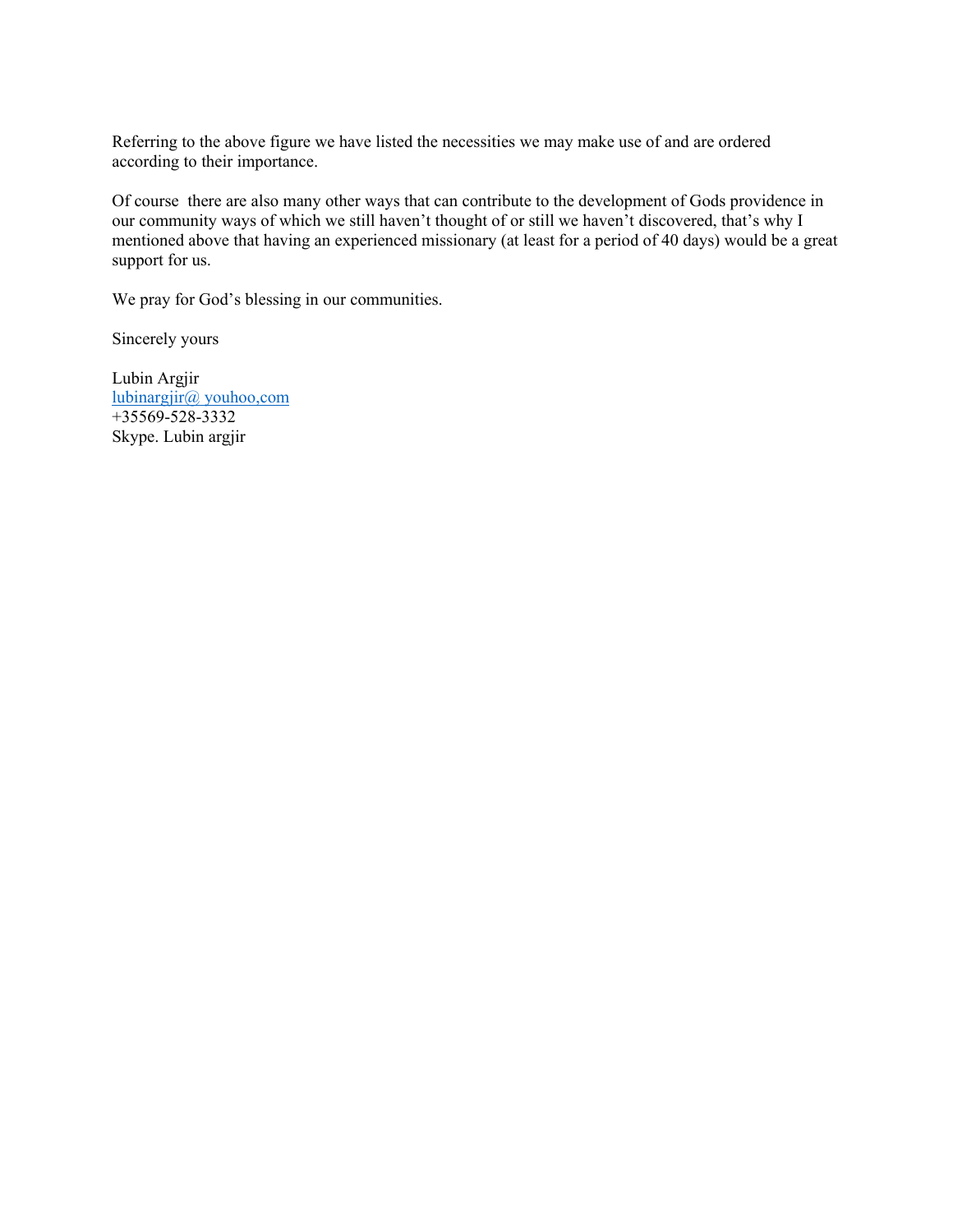Referring to the above figure we have listed the necessities we may make use of and are ordered according to their importance.

Of course there are also many other ways that can contribute to the development of Gods providence in our community ways of which we still haven't thought of or still we haven't discovered, that's why I mentioned above that having an experienced missionary (at least for a period of 40 days) would be a great support for us.

We pray for God's blessing in our communities.

Sincerely yours

Lubin Argjir
lubinargjir@ youhoo,com
+35569-528-3332
Skype. Lubin argjir